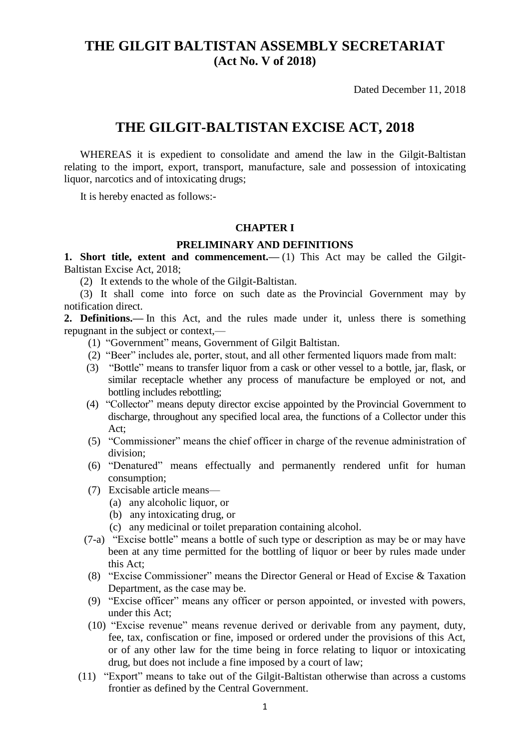# THE GILGIT BALTISTAN ASSEMBLY SECRETARIAT
## (Act No. V of 2018)

Dated December 11, 2018

# THE GILGIT-BALTISTAN EXCISE ACT, 2018

WHEREAS it is expedient to consolidate and amend the law in the Gilgit-Baltistan relating to the import, export, transport, manufacture, sale and possession of intoxicating liquor, narcotics and of intoxicating drugs;

It is hereby enacted as follows:-

### CHAPTER I

### PRELIMINARY AND DEFINITIONS

**1. Short title, extent and commencement.—** (1) This Act may be called the Gilgit-Baltistan Excise Act, 2018;

(2) It extends to the whole of the Gilgit-Baltistan.

(3) It shall come into force on such date as the Provincial Government may by notification direct.

**2. Definitions.—** In this Act, and the rules made under it, unless there is something repugnant in the subject or context,—

(1) "Government" means, Government of Gilgit Baltistan.

(2) "Beer" includes ale, porter, stout, and all other fermented liquors made from malt:

(3) "Bottle" means to transfer liquor from a cask or other vessel to a bottle, jar, flask, or similar receptacle whether any process of manufacture be employed or not, and bottling includes rebottling;

(4) "Collector" means deputy director excise appointed by the Provincial Government to discharge, throughout any specified local area, the functions of a Collector under this Act;

(5) "Commissioner" means the chief officer in charge of the revenue administration of division;

(6) "Denatured" means effectually and permanently rendered unfit for human consumption;

(7) Excisable article means—

(a) any alcoholic liquor, or

(b) any intoxicating drug, or

(c) any medicinal or toilet preparation containing alcohol.

(7-a) "Excise bottle" means a bottle of such type or description as may be or may have been at any time permitted for the bottling of liquor or beer by rules made under this Act;

(8) "Excise Commissioner" means the Director General or Head of Excise & Taxation Department, as the case may be.

(9) "Excise officer" means any officer or person appointed, or invested with powers, under this Act;

(10) "Excise revenue" means revenue derived or derivable from any payment, duty, fee, tax, confiscation or fine, imposed or ordered under the provisions of this Act, or of any other law for the time being in force relating to liquor or intoxicating drug, but does not include a fine imposed by a court of law;

(11) "Export" means to take out of the Gilgit-Baltistan otherwise than across a customs frontier as defined by the Central Government.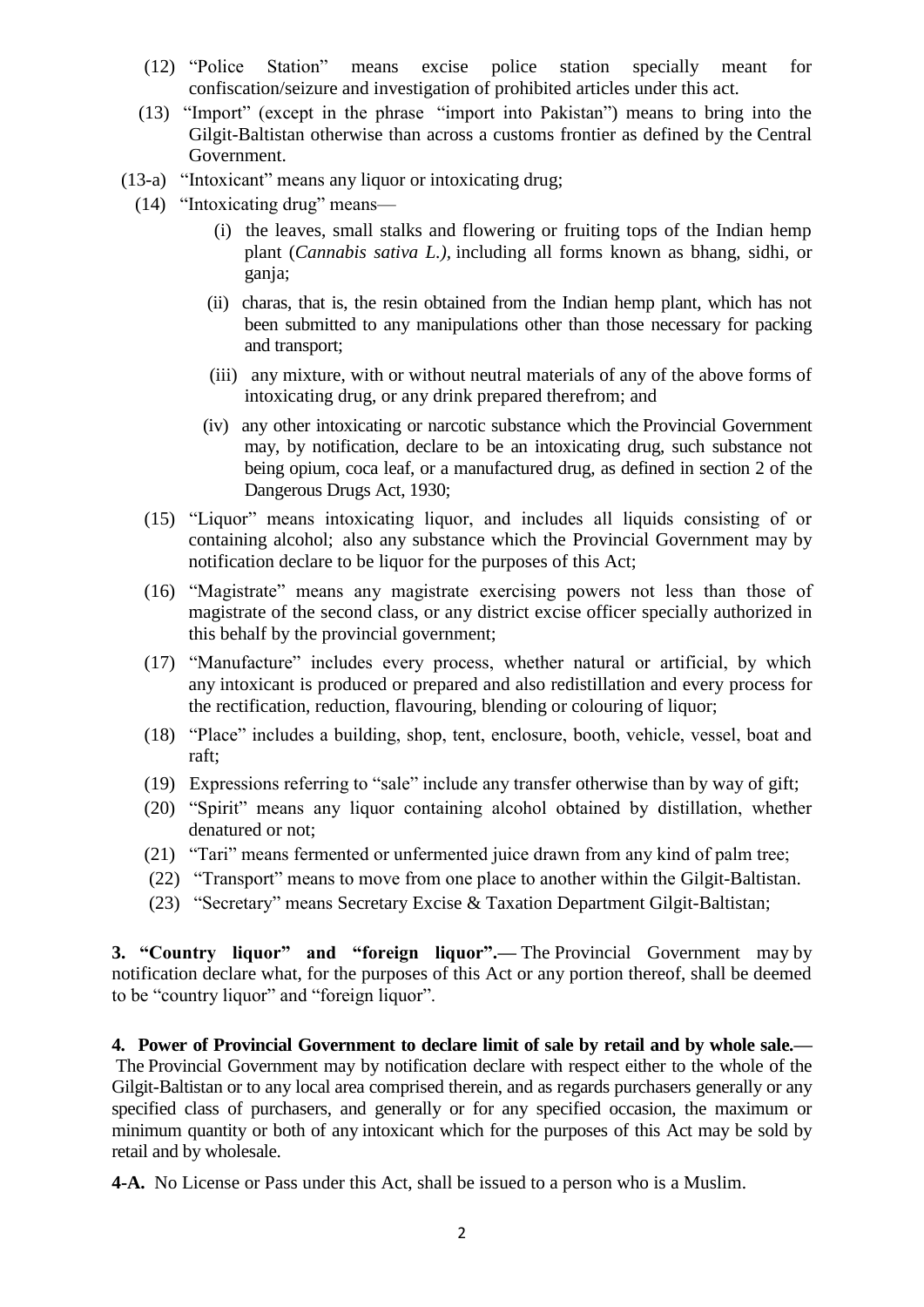(12) "Police Station" means excise police station specially meant for confiscation/seizure and investigation of prohibited articles under this act.

(13) "Import" (except in the phrase "import into Pakistan") means to bring into the Gilgit-Baltistan otherwise than across a customs frontier as defined by the Central Government.

(13-a) "Intoxicant" means any liquor or intoxicating drug;

(14) "Intoxicating drug" means—

(i) the leaves, small stalks and flowering or fruiting tops of the Indian hemp plant (*Cannabis sativa L.)*, including all forms known as bhang, sidhi, or ganja;

(ii) charas, that is, the resin obtained from the Indian hemp plant, which has not been submitted to any manipulations other than those necessary for packing and transport;

(iii) any mixture, with or without neutral materials of any of the above forms of intoxicating drug, or any drink prepared therefrom; and

(iv) any other intoxicating or narcotic substance which the Provincial Government may, by notification, declare to be an intoxicating drug, such substance not being opium, coca leaf, or a manufactured drug, as defined in section 2 of the Dangerous Drugs Act, 1930;

(15) "Liquor" means intoxicating liquor, and includes all liquids consisting of or containing alcohol; also any substance which the Provincial Government may by notification declare to be liquor for the purposes of this Act;

(16) "Magistrate" means any magistrate exercising powers not less than those of magistrate of the second class, or any district excise officer specially authorized in this behalf by the provincial government;

(17) "Manufacture" includes every process, whether natural or artificial, by which any intoxicant is produced or prepared and also redistillation and every process for the rectification, reduction, flavouring, blending or colouring of liquor;

(18) "Place" includes a building, shop, tent, enclosure, booth, vehicle, vessel, boat and raft;

(19) Expressions referring to "sale" include any transfer otherwise than by way of gift;

(20) "Spirit" means any liquor containing alcohol obtained by distillation, whether denatured or not;

(21) "Tari" means fermented or unfermented juice drawn from any kind of palm tree;

(22) "Transport" means to move from one place to another within the Gilgit-Baltistan.

(23) "Secretary" means Secretary Excise & Taxation Department Gilgit-Baltistan;

**3. "Country liquor" and "foreign liquor".—** The Provincial Government may by notification declare what, for the purposes of this Act or any portion thereof, shall be deemed to be "country liquor" and "foreign liquor".

**4. Power of Provincial Government to declare limit of sale by retail and by whole sale.—** The Provincial Government may by notification declare with respect either to the whole of the Gilgit-Baltistan or to any local area comprised therein, and as regards purchasers generally or any specified class of purchasers, and generally or for any specified occasion, the maximum or minimum quantity or both of any intoxicant which for the purposes of this Act may be sold by retail and by wholesale.

**4-A.** No License or Pass under this Act, shall be issued to a person who is a Muslim.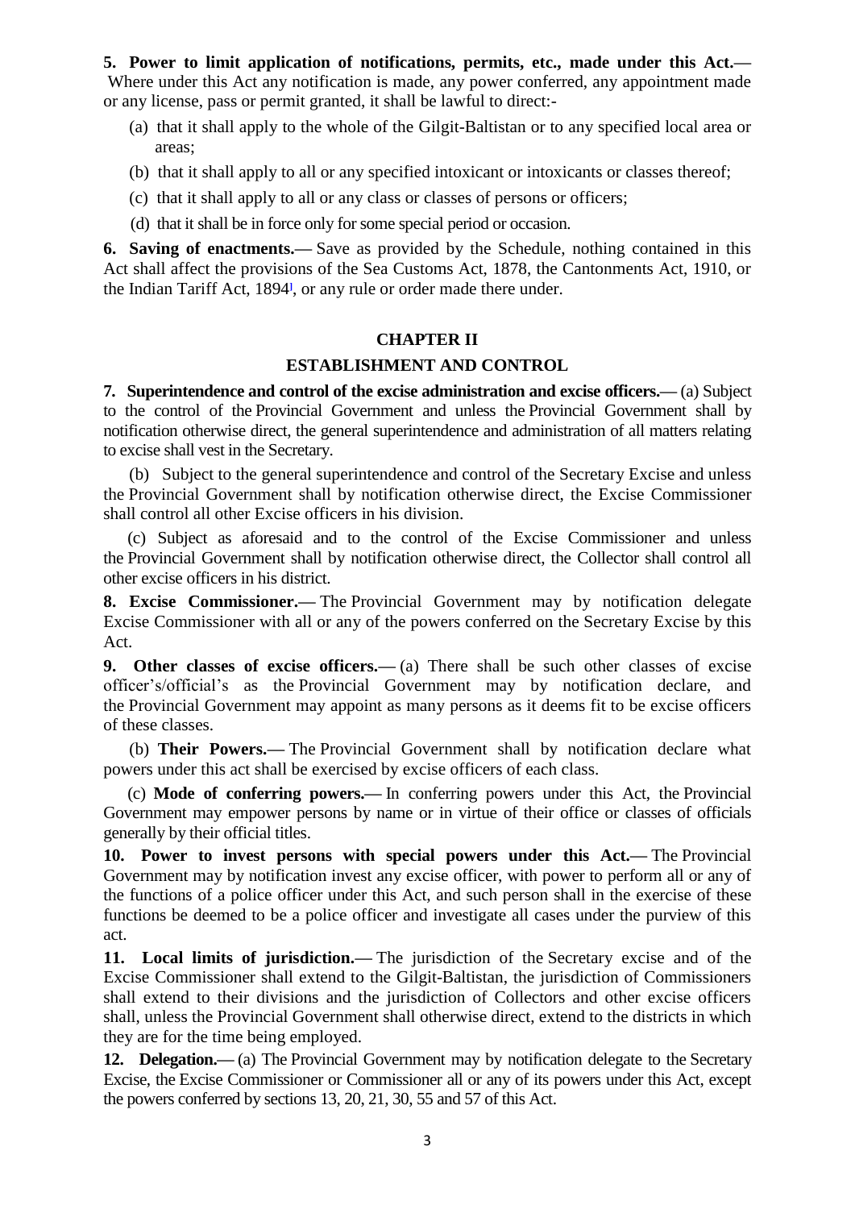**5. Power to limit application of notifications, permits, etc., made under this Act.—** Where under this Act any notification is made, any power conferred, any appointment made or any license, pass or permit granted, it shall be lawful to direct:-

(a) that it shall apply to the whole of the Gilgit-Baltistan or to any specified local area or areas;

(b) that it shall apply to all or any specified intoxicant or intoxicants or classes thereof;

(c) that it shall apply to all or any class or classes of persons or officers;

(d) that it shall be in force only for some special period or occasion.

**6. Saving of enactments.—** Save as provided by the Schedule, nothing contained in this Act shall affect the provisions of the Sea Customs Act, 1878, the Cantonments Act, 1910, or the Indian Tariff Act, 1894[1], or any rule or order made there under.

## CHAPTER II

## ESTABLISHMENT AND CONTROL

**7. Superintendence and control of the excise administration and excise officers.—** (a) Subject to the control of the Provincial Government and unless the Provincial Government shall by notification otherwise direct, the general superintendence and administration of all matters relating to excise shall vest in the Secretary.

(b) Subject to the general superintendence and control of the Secretary Excise and unless the Provincial Government shall by notification otherwise direct, the Excise Commissioner shall control all other Excise officers in his division.

(c) Subject as aforesaid and to the control of the Excise Commissioner and unless the Provincial Government shall by notification otherwise direct, the Collector shall control all other excise officers in his district.

**8. Excise Commissioner.—** The Provincial Government may by notification delegate Excise Commissioner with all or any of the powers conferred on the Secretary Excise by this Act.

**9. Other classes of excise officers.—** (a) There shall be such other classes of excise officer's/official's as the Provincial Government may by notification declare, and the Provincial Government may appoint as many persons as it deems fit to be excise officers of these classes.

(b) **Their Powers.—** The Provincial Government shall by notification declare what powers under this act shall be exercised by excise officers of each class.

(c) **Mode of conferring powers.—** In conferring powers under this Act, the Provincial Government may empower persons by name or in virtue of their office or classes of officials generally by their official titles.

**10. Power to invest persons with special powers under this Act.—** The Provincial Government may by notification invest any excise officer, with power to perform all or any of the functions of a police officer under this Act, and such person shall in the exercise of these functions be deemed to be a police officer and investigate all cases under the purview of this act.

**11. Local limits of jurisdiction.—** The jurisdiction of the Secretary excise and of the Excise Commissioner shall extend to the Gilgit-Baltistan, the jurisdiction of Commissioners shall extend to their divisions and the jurisdiction of Collectors and other excise officers shall, unless the Provincial Government shall otherwise direct, extend to the districts in which they are for the time being employed.

**12. Delegation.—** (a) The Provincial Government may by notification delegate to the Secretary Excise, the Excise Commissioner or Commissioner all or any of its powers under this Act, except the powers conferred by sections 13, 20, 21, 30, 55 and 57 of this Act.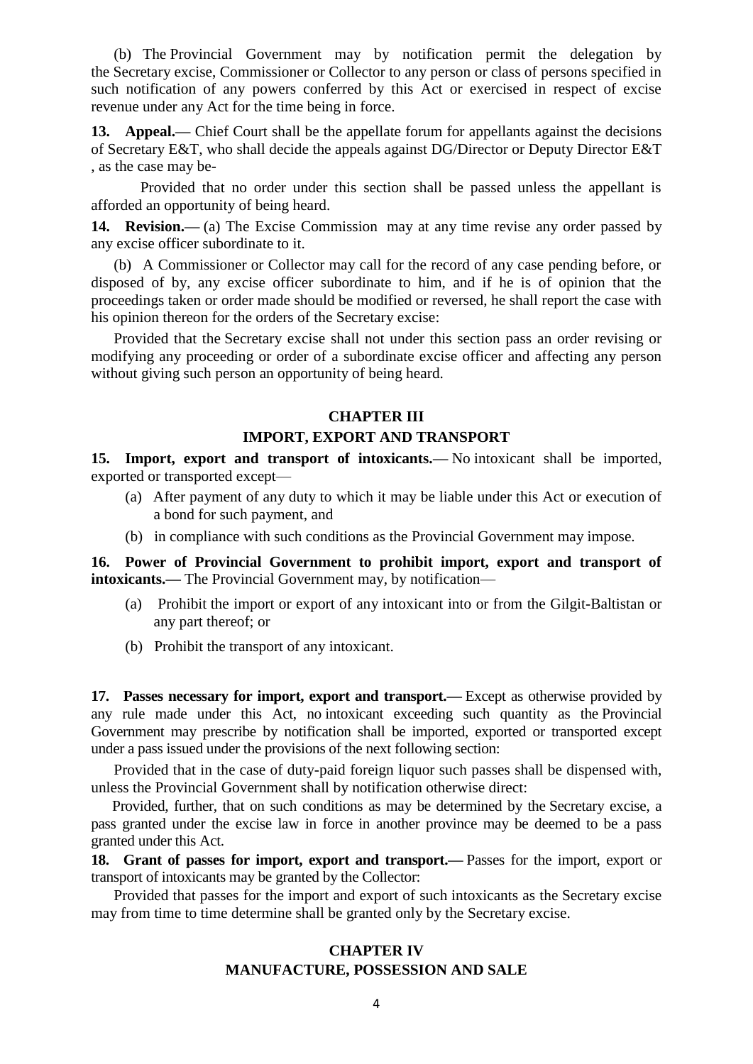(b) The Provincial Government may by notification permit the delegation by the Secretary excise, Commissioner or Collector to any person or class of persons specified in such notification of any powers conferred by this Act or exercised in respect of excise revenue under any Act for the time being in force.

**13. Appeal.—** Chief Court shall be the appellate forum for appellants against the decisions of Secretary E&T, who shall decide the appeals against DG/Director or Deputy Director E&T , as the case may be-

Provided that no order under this section shall be passed unless the appellant is afforded an opportunity of being heard.

**14. Revision.—** (a) The Excise Commission may at any time revise any order passed by any excise officer subordinate to it.

(b) A Commissioner or Collector may call for the record of any case pending before, or disposed of by, any excise officer subordinate to him, and if he is of opinion that the proceedings taken or order made should be modified or reversed, he shall report the case with his opinion thereon for the orders of the Secretary excise:

Provided that the Secretary excise shall not under this section pass an order revising or modifying any proceeding or order of a subordinate excise officer and affecting any person without giving such person an opportunity of being heard.

## CHAPTER III
## IMPORT, EXPORT AND TRANSPORT

**15. Import, export and transport of intoxicants.—** No intoxicant shall be imported, exported or transported except—

(a) After payment of any duty to which it may be liable under this Act or execution of a bond for such payment, and

(b) in compliance with such conditions as the Provincial Government may impose.

**16. Power of Provincial Government to prohibit import, export and transport of intoxicants.—** The Provincial Government may, by notification—

(a) Prohibit the import or export of any intoxicant into or from the Gilgit-Baltistan or any part thereof; or

(b) Prohibit the transport of any intoxicant.

**17. Passes necessary for import, export and transport.—** Except as otherwise provided by any rule made under this Act, no intoxicant exceeding such quantity as the Provincial Government may prescribe by notification shall be imported, exported or transported except under a pass issued under the provisions of the next following section:

Provided that in the case of duty-paid foreign liquor such passes shall be dispensed with, unless the Provincial Government shall by notification otherwise direct:

Provided, further, that on such conditions as may be determined by the Secretary excise, a pass granted under the excise law in force in another province may be deemed to be a pass granted under this Act.

**18. Grant of passes for import, export and transport.—** Passes for the import, export or transport of intoxicants may be granted by the Collector:

Provided that passes for the import and export of such intoxicants as the Secretary excise may from time to time determine shall be granted only by the Secretary excise.

## CHAPTER IV
## MANUFACTURE, POSSESSION AND SALE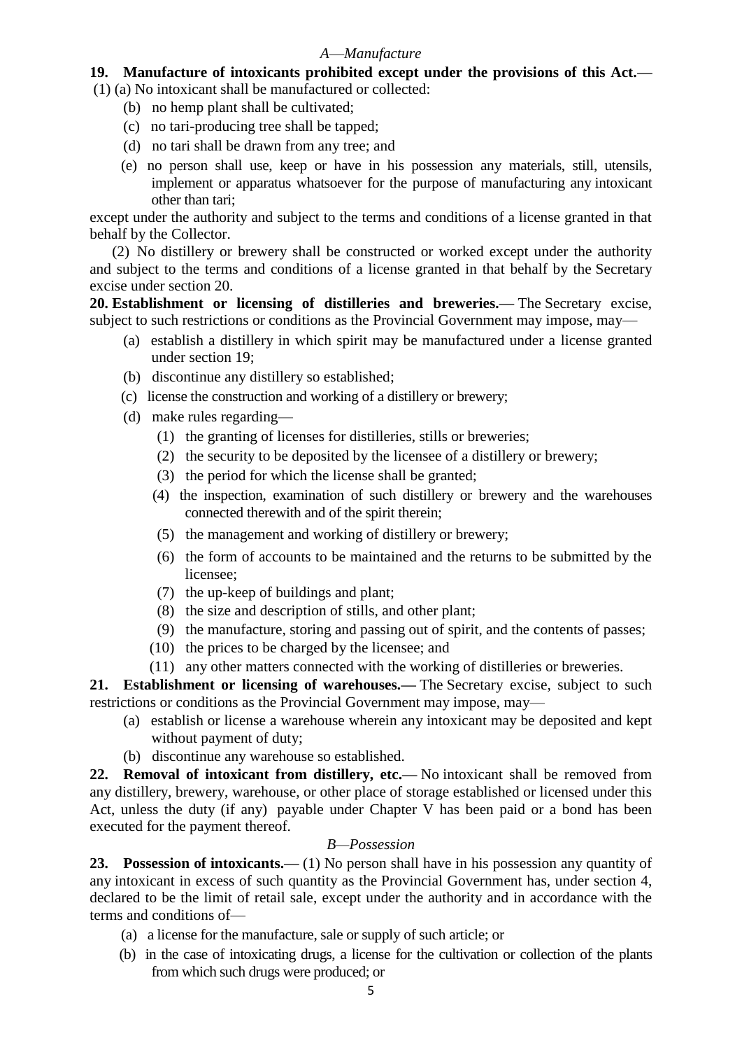*A—Manufacture*

**19. Manufacture of intoxicants prohibited except under the provisions of this Act.—** (1) (a) No intoxicant shall be manufactured or collected:

(b) no hemp plant shall be cultivated;

(c) no tari-producing tree shall be tapped;

(d) no tari shall be drawn from any tree; and

(e) no person shall use, keep or have in his possession any materials, still, utensils, implement or apparatus whatsoever for the purpose of manufacturing any intoxicant other than tari;

except under the authority and subject to the terms and conditions of a license granted in that behalf by the Collector.

(2) No distillery or brewery shall be constructed or worked except under the authority and subject to the terms and conditions of a license granted in that behalf by the Secretary excise under section 20.

**20. Establishment or licensing of distilleries and breweries.—** The Secretary excise, subject to such restrictions or conditions as the Provincial Government may impose, may—

(a) establish a distillery in which spirit may be manufactured under a license granted under section 19;

(b) discontinue any distillery so established;

(c) license the construction and working of a distillery or brewery;

(d) make rules regarding—

(1) the granting of licenses for distilleries, stills or breweries;

(2) the security to be deposited by the licensee of a distillery or brewery;

(3) the period for which the license shall be granted;

(4) the inspection, examination of such distillery or brewery and the warehouses connected therewith and of the spirit therein;

(5) the management and working of distillery or brewery;

(6) the form of accounts to be maintained and the returns to be submitted by the licensee;

(7) the up-keep of buildings and plant;

(8) the size and description of stills, and other plant;

(9) the manufacture, storing and passing out of spirit, and the contents of passes;

(10) the prices to be charged by the licensee; and

(11) any other matters connected with the working of distilleries or breweries.

**21. Establishment or licensing of warehouses.—** The Secretary excise, subject to such restrictions or conditions as the Provincial Government may impose, may—

(a) establish or license a warehouse wherein any intoxicant may be deposited and kept without payment of duty;

(b) discontinue any warehouse so established.

**22. Removal of intoxicant from distillery, etc.—** No intoxicant shall be removed from any distillery, brewery, warehouse, or other place of storage established or licensed under this Act, unless the duty (if any) payable under Chapter V has been paid or a bond has been executed for the payment thereof.

*B—Possession*

**23. Possession of intoxicants.—** (1) No person shall have in his possession any quantity of any intoxicant in excess of such quantity as the Provincial Government has, under section 4, declared to be the limit of retail sale, except under the authority and in accordance with the terms and conditions of—

(a) a license for the manufacture, sale or supply of such article; or

(b) in the case of intoxicating drugs, a license for the cultivation or collection of the plants from which such drugs were produced; or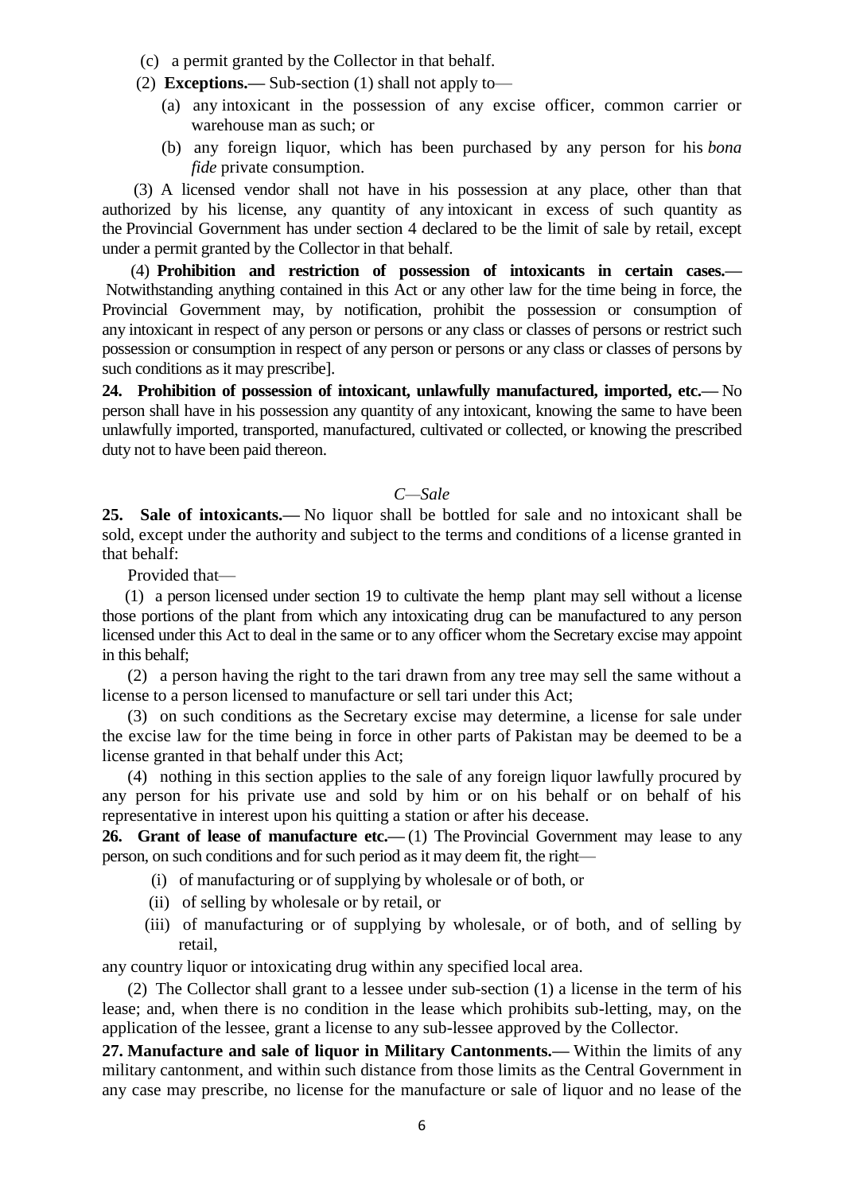(c) a permit granted by the Collector in that behalf.

(2) **Exceptions.—** Sub-section (1) shall not apply to—

(a) any intoxicant in the possession of any excise officer, common carrier or warehouse man as such; or

(b) any foreign liquor, which has been purchased by any person for his *bona fide* private consumption.

(3) A licensed vendor shall not have in his possession at any place, other than that authorized by his license, any quantity of any intoxicant in excess of such quantity as the Provincial Government has under section 4 declared to be the limit of sale by retail, except under a permit granted by the Collector in that behalf.

(4) **Prohibition and restriction of possession of intoxicants in certain cases.—** Notwithstanding anything contained in this Act or any other law for the time being in force, the Provincial Government may, by notification, prohibit the possession or consumption of any intoxicant in respect of any person or persons or any class or classes of persons or restrict such possession or consumption in respect of any person or persons or any class or classes of persons by such conditions as it may prescribe].

**24. Prohibition of possession of intoxicant, unlawfully manufactured, imported, etc.—** No person shall have in his possession any quantity of any intoxicant, knowing the same to have been unlawfully imported, transported, manufactured, cultivated or collected, or knowing the prescribed duty not to have been paid thereon.

*C—Sale*

**25. Sale of intoxicants.—** No liquor shall be bottled for sale and no intoxicant shall be sold, except under the authority and subject to the terms and conditions of a license granted in that behalf:

Provided that—

(1) a person licensed under section 19 to cultivate the hemp plant may sell without a license those portions of the plant from which any intoxicating drug can be manufactured to any person licensed under this Act to deal in the same or to any officer whom the Secretary excise may appoint in this behalf;

(2) a person having the right to the tari drawn from any tree may sell the same without a license to a person licensed to manufacture or sell tari under this Act;

(3) on such conditions as the Secretary excise may determine, a license for sale under the excise law for the time being in force in other parts of Pakistan may be deemed to be a license granted in that behalf under this Act;

(4) nothing in this section applies to the sale of any foreign liquor lawfully procured by any person for his private use and sold by him or on his behalf or on behalf of his representative in interest upon his quitting a station or after his decease.

**26. Grant of lease of manufacture etc.—** (1) The Provincial Government may lease to any person, on such conditions and for such period as it may deem fit, the right—

(i) of manufacturing or of supplying by wholesale or of both, or

(ii) of selling by wholesale or by retail, or

(iii) of manufacturing or of supplying by wholesale, or of both, and of selling by retail,

any country liquor or intoxicating drug within any specified local area.

(2) The Collector shall grant to a lessee under sub-section (1) a license in the term of his lease; and, when there is no condition in the lease which prohibits sub-letting, may, on the application of the lessee, grant a license to any sub-lessee approved by the Collector.

**27. Manufacture and sale of liquor in Military Cantonments.—** Within the limits of any military cantonment, and within such distance from those limits as the Central Government in any case may prescribe, no license for the manufacture or sale of liquor and no lease of the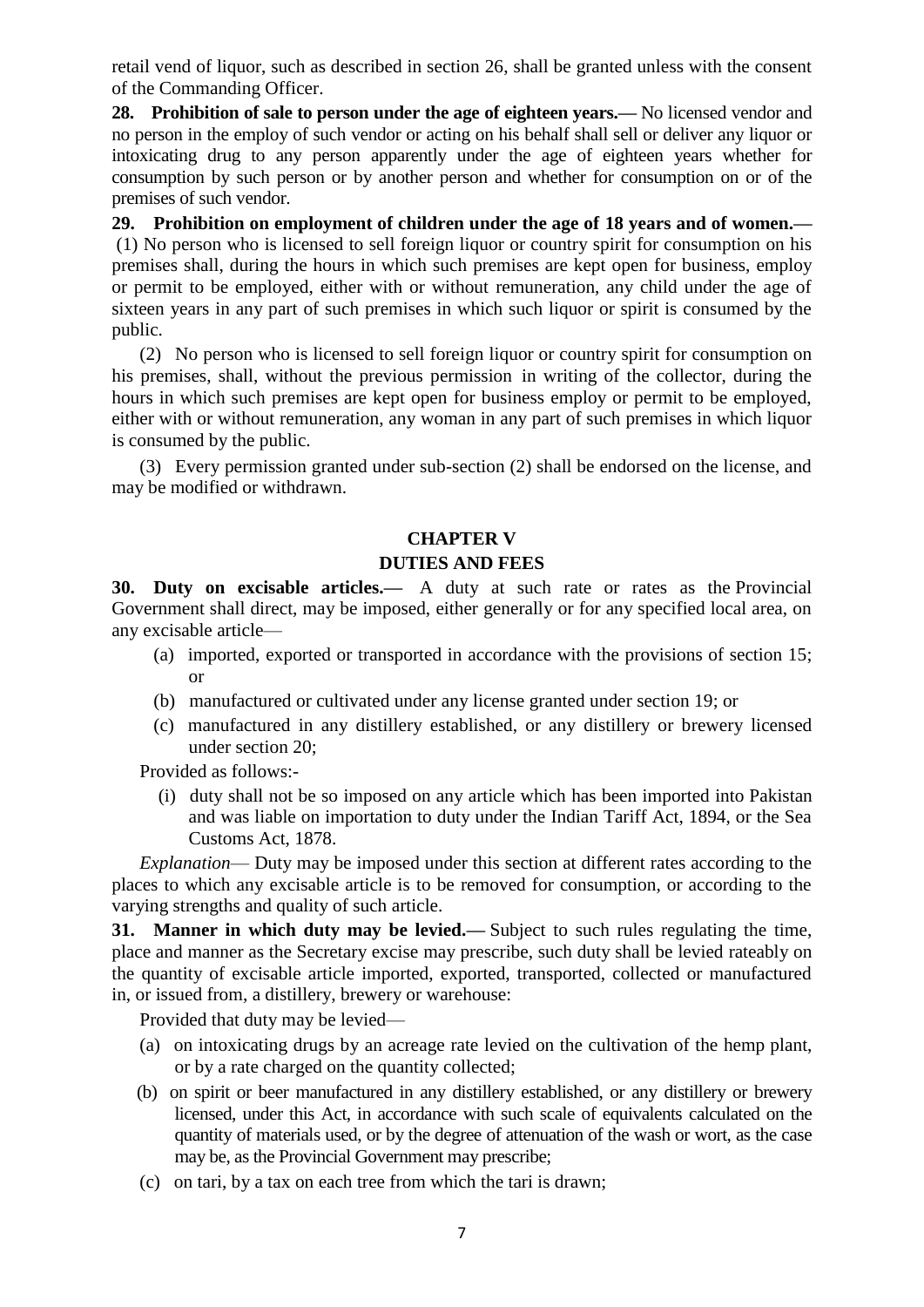retail vend of liquor, such as described in section 26, shall be granted unless with the consent of the Commanding Officer.

**28. Prohibition of sale to person under the age of eighteen years.—** No licensed vendor and no person in the employ of such vendor or acting on his behalf shall sell or deliver any liquor or intoxicating drug to any person apparently under the age of eighteen years whether for consumption by such person or by another person and whether for consumption on or of the premises of such vendor.

**29. Prohibition on employment of children under the age of 18 years and of women.—** (1) No person who is licensed to sell foreign liquor or country spirit for consumption on his premises shall, during the hours in which such premises are kept open for business, employ or permit to be employed, either with or without remuneration, any child under the age of sixteen years in any part of such premises in which such liquor or spirit is consumed by the public.

(2) No person who is licensed to sell foreign liquor or country spirit for consumption on his premises, shall, without the previous permission in writing of the collector, during the hours in which such premises are kept open for business employ or permit to be employed, either with or without remuneration, any woman in any part of such premises in which liquor is consumed by the public.

(3) Every permission granted under sub-section (2) shall be endorsed on the license, and may be modified or withdrawn.

## CHAPTER V
## DUTIES AND FEES

**30. Duty on excisable articles.—** A duty at such rate or rates as the Provincial Government shall direct, may be imposed, either generally or for any specified local area, on any excisable article—

(a) imported, exported or transported in accordance with the provisions of section 15; or

(b) manufactured or cultivated under any license granted under section 19; or

(c) manufactured in any distillery established, or any distillery or brewery licensed under section 20;

Provided as follows:-

(i) duty shall not be so imposed on any article which has been imported into Pakistan and was liable on importation to duty under the Indian Tariff Act, 1894, or the Sea Customs Act, 1878.

*Explanation*— Duty may be imposed under this section at different rates according to the places to which any excisable article is to be removed for consumption, or according to the varying strengths and quality of such article.

**31. Manner in which duty may be levied.—** Subject to such rules regulating the time, place and manner as the Secretary excise may prescribe, such duty shall be levied rateably on the quantity of excisable article imported, exported, transported, collected or manufactured in, or issued from, a distillery, brewery or warehouse:

Provided that duty may be levied—

(a) on intoxicating drugs by an acreage rate levied on the cultivation of the hemp plant, or by a rate charged on the quantity collected;

(b) on spirit or beer manufactured in any distillery established, or any distillery or brewery licensed, under this Act, in accordance with such scale of equivalents calculated on the quantity of materials used, or by the degree of attenuation of the wash or wort, as the case may be, as the Provincial Government may prescribe;

(c) on tari, by a tax on each tree from which the tari is drawn;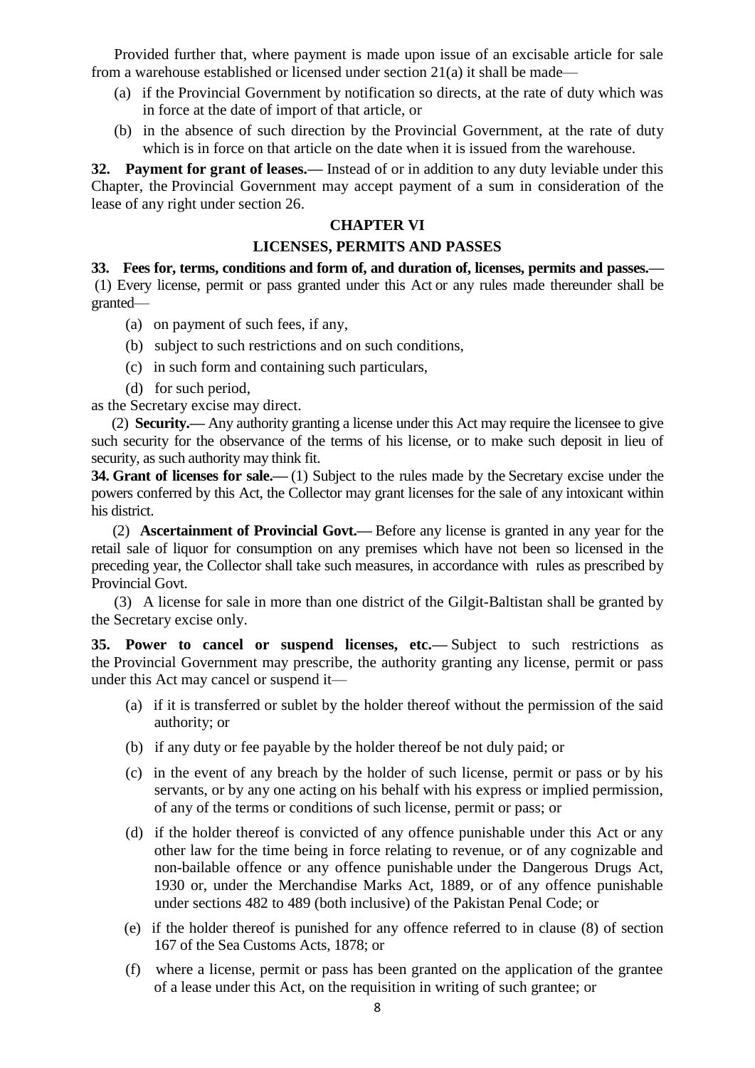Provided further that, where payment is made upon issue of an excisable article for sale from a warehouse established or licensed under section 21(a) it shall be made—

(a) if the Provincial Government by notification so directs, at the rate of duty which was in force at the date of import of that article, or

(b) in the absence of such direction by the Provincial Government, at the rate of duty which is in force on that article on the date when it is issued from the warehouse.

**32. Payment for grant of leases.—** Instead of or in addition to any duty leviable under this Chapter, the Provincial Government may accept payment of a sum in consideration of the lease of any right under section 26.

## CHAPTER VI

## LICENSES, PERMITS AND PASSES

**33. Fees for, terms, conditions and form of, and duration of, licenses, permits and passes.—** (1) Every license, permit or pass granted under this Act or any rules made thereunder shall be granted—

(a) on payment of such fees, if any,

(b) subject to such restrictions and on such conditions,

(c) in such form and containing such particulars,

(d) for such period,

as the Secretary excise may direct.

(2) **Security.—** Any authority granting a license under this Act may require the licensee to give such security for the observance of the terms of his license, or to make such deposit in lieu of security, as such authority may think fit.

**34. Grant of licenses for sale.—** (1) Subject to the rules made by the Secretary excise under the powers conferred by this Act, the Collector may grant licenses for the sale of any intoxicant within his district.

(2) **Ascertainment of Provincial Govt.—** Before any license is granted in any year for the retail sale of liquor for consumption on any premises which have not been so licensed in the preceding year, the Collector shall take such measures, in accordance with rules as prescribed by Provincial Govt.

(3) A license for sale in more than one district of the Gilgit-Baltistan shall be granted by the Secretary excise only.

**35. Power to cancel or suspend licenses, etc.—** Subject to such restrictions as the Provincial Government may prescribe, the authority granting any license, permit or pass under this Act may cancel or suspend it—

(a) if it is transferred or sublet by the holder thereof without the permission of the said authority; or

(b) if any duty or fee payable by the holder thereof be not duly paid; or

(c) in the event of any breach by the holder of such license, permit or pass or by his servants, or by any one acting on his behalf with his express or implied permission, of any of the terms or conditions of such license, permit or pass; or

(d) if the holder thereof is convicted of any offence punishable under this Act or any other law for the time being in force relating to revenue, or of any cognizable and non-bailable offence or any offence punishable under the Dangerous Drugs Act, 1930 or, under the Merchandise Marks Act, 1889, or of any offence punishable under sections 482 to 489 (both inclusive) of the Pakistan Penal Code; or

(e) if the holder thereof is punished for any offence referred to in clause (8) of section 167 of the Sea Customs Acts, 1878; or

(f) where a license, permit or pass has been granted on the application of the grantee of a lease under this Act, on the requisition in writing of such grantee; or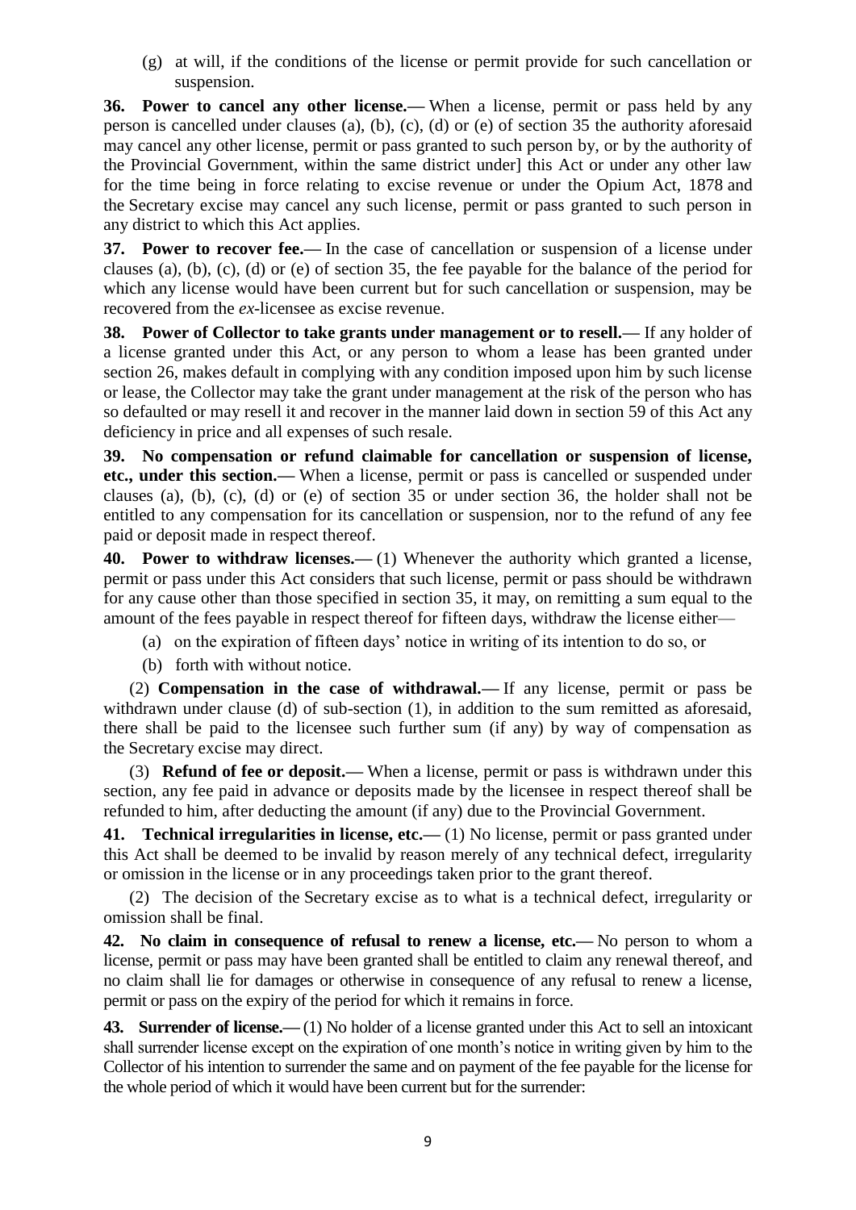(g) at will, if the conditions of the license or permit provide for such cancellation or suspension.

**36. Power to cancel any other license.—** When a license, permit or pass held by any person is cancelled under clauses (a), (b), (c), (d) or (e) of section 35 the authority aforesaid may cancel any other license, permit or pass granted to such person by, or by the authority of the Provincial Government, within the same district under] this Act or under any other law for the time being in force relating to excise revenue or under the Opium Act, 1878 and the Secretary excise may cancel any such license, permit or pass granted to such person in any district to which this Act applies.

**37. Power to recover fee.—** In the case of cancellation or suspension of a license under clauses (a), (b), (c), (d) or (e) of section 35, the fee payable for the balance of the period for which any license would have been current but for such cancellation or suspension, may be recovered from the *ex*-licensee as excise revenue.

**38. Power of Collector to take grants under management or to resell.—** If any holder of a license granted under this Act, or any person to whom a lease has been granted under section 26, makes default in complying with any condition imposed upon him by such license or lease, the Collector may take the grant under management at the risk of the person who has so defaulted or may resell it and recover in the manner laid down in section 59 of this Act any deficiency in price and all expenses of such resale.

**39. No compensation or refund claimable for cancellation or suspension of license, etc., under this section.—** When a license, permit or pass is cancelled or suspended under clauses (a), (b), (c), (d) or (e) of section 35 or under section 36, the holder shall not be entitled to any compensation for its cancellation or suspension, nor to the refund of any fee paid or deposit made in respect thereof.

**40. Power to withdraw licenses.—** (1) Whenever the authority which granted a license, permit or pass under this Act considers that such license, permit or pass should be withdrawn for any cause other than those specified in section 35, it may, on remitting a sum equal to the amount of the fees payable in respect thereof for fifteen days, withdraw the license either—

(a) on the expiration of fifteen days' notice in writing of its intention to do so, or

(b) forth with without notice.

(2) **Compensation in the case of withdrawal.—** If any license, permit or pass be withdrawn under clause (d) of sub-section (1), in addition to the sum remitted as aforesaid, there shall be paid to the licensee such further sum (if any) by way of compensation as the Secretary excise may direct.

(3) **Refund of fee or deposit.—** When a license, permit or pass is withdrawn under this section, any fee paid in advance or deposits made by the licensee in respect thereof shall be refunded to him, after deducting the amount (if any) due to the Provincial Government.

**41. Technical irregularities in license, etc.—** (1) No license, permit or pass granted under this Act shall be deemed to be invalid by reason merely of any technical defect, irregularity or omission in the license or in any proceedings taken prior to the grant thereof.

(2) The decision of the Secretary excise as to what is a technical defect, irregularity or omission shall be final.

**42. No claim in consequence of refusal to renew a license, etc.—** No person to whom a license, permit or pass may have been granted shall be entitled to claim any renewal thereof, and no claim shall lie for damages or otherwise in consequence of any refusal to renew a license, permit or pass on the expiry of the period for which it remains in force.

**43. Surrender of license.—** (1) No holder of a license granted under this Act to sell an intoxicant shall surrender license except on the expiration of one month's notice in writing given by him to the Collector of his intention to surrender the same and on payment of the fee payable for the license for the whole period of which it would have been current but for the surrender: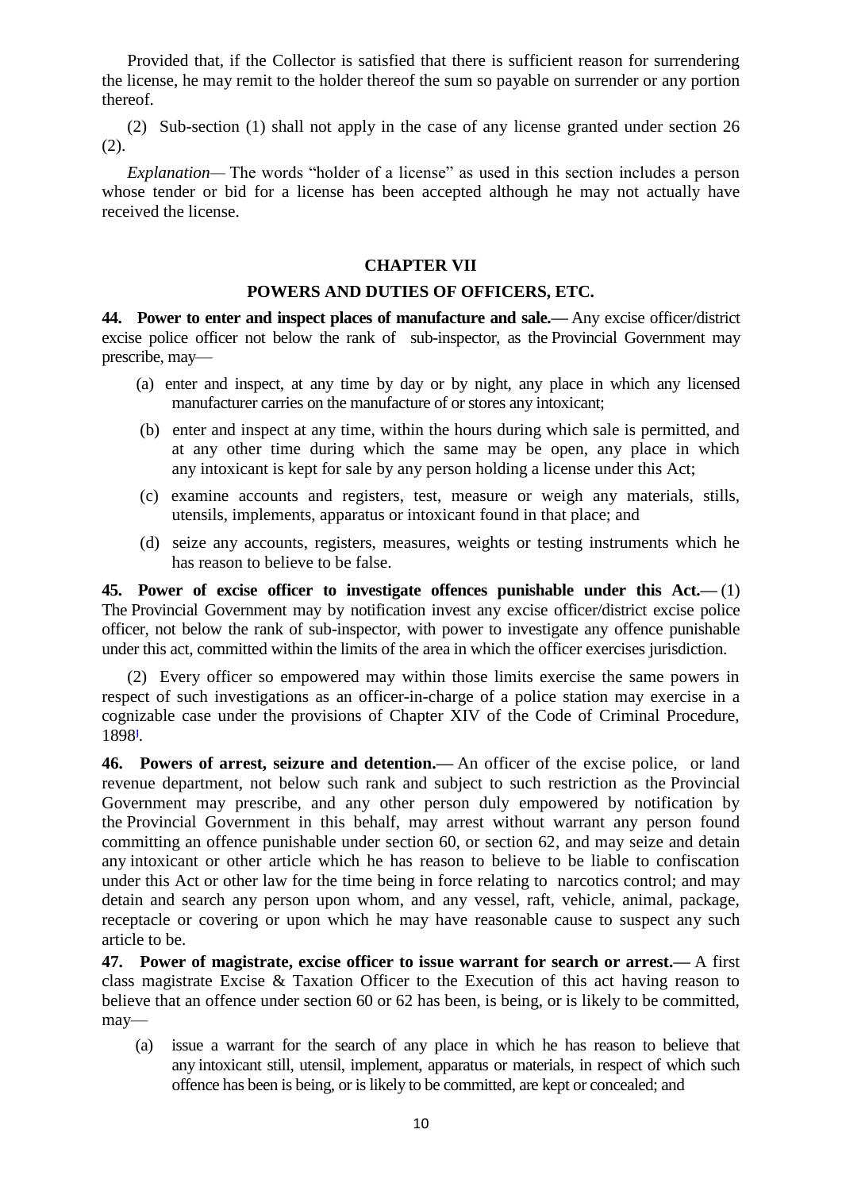Provided that, if the Collector is satisfied that there is sufficient reason for surrendering the license, he may remit to the holder thereof the sum so payable on surrender or any portion thereof.

(2) Sub-section (1) shall not apply in the case of any license granted under section 26 (2).

*Explanation*— The words "holder of a license" as used in this section includes a person whose tender or bid for a license has been accepted although he may not actually have received the license.

## CHAPTER VII

## POWERS AND DUTIES OF OFFICERS, ETC.

**44. Power to enter and inspect places of manufacture and sale.—** Any excise officer/district excise police officer not below the rank of sub-inspector, as the Provincial Government may prescribe, may—

(a) enter and inspect, at any time by day or by night, any place in which any licensed manufacturer carries on the manufacture of or stores any intoxicant;

(b) enter and inspect at any time, within the hours during which sale is permitted, and at any other time during which the same may be open, any place in which any intoxicant is kept for sale by any person holding a license under this Act;

(c) examine accounts and registers, test, measure or weigh any materials, stills, utensils, implements, apparatus or intoxicant found in that place; and

(d) seize any accounts, registers, measures, weights or testing instruments which he has reason to believe to be false.

**45. Power of excise officer to investigate offences punishable under this Act.—** (1) The Provincial Government may by notification invest any excise officer/district excise police officer, not below the rank of sub-inspector, with power to investigate any offence punishable under this act, committed within the limits of the area in which the officer exercises jurisdiction.

(2) Every officer so empowered may within those limits exercise the same powers in respect of such investigations as an officer-in-charge of a police station may exercise in a cognizable case under the provisions of Chapter XIV of the Code of Criminal Procedure, 1898[1].

**46. Powers of arrest, seizure and detention.—** An officer of the excise police, or land revenue department, not below such rank and subject to such restriction as the Provincial Government may prescribe, and any other person duly empowered by notification by the Provincial Government in this behalf, may arrest without warrant any person found committing an offence punishable under section 60, or section 62, and may seize and detain any intoxicant or other article which he has reason to believe to be liable to confiscation under this Act or other law for the time being in force relating to narcotics control; and may detain and search any person upon whom, and any vessel, raft, vehicle, animal, package, receptacle or covering or upon which he may have reasonable cause to suspect any such article to be.

**47. Power of magistrate, excise officer to issue warrant for search or arrest.—** A first class magistrate Excise & Taxation Officer to the Execution of this act having reason to believe that an offence under section 60 or 62 has been, is being, or is likely to be committed, may—

(a) issue a warrant for the search of any place in which he has reason to believe that any intoxicant still, utensil, implement, apparatus or materials, in respect of which such offence has been is being, or is likely to be committed, are kept or concealed; and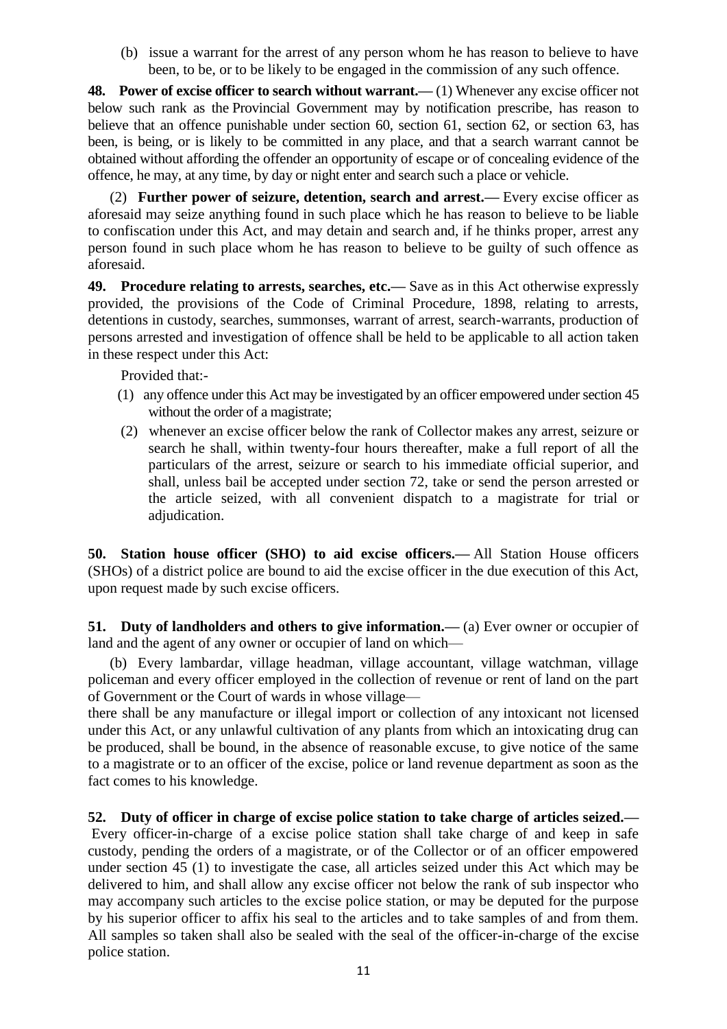(b) issue a warrant for the arrest of any person whom he has reason to believe to have been, to be, or to be likely to be engaged in the commission of any such offence.

**48. Power of excise officer to search without warrant.—** (1) Whenever any excise officer not below such rank as the Provincial Government may by notification prescribe, has reason to believe that an offence punishable under section 60, section 61, section 62, or section 63, has been, is being, or is likely to be committed in any place, and that a search warrant cannot be obtained without affording the offender an opportunity of escape or of concealing evidence of the offence, he may, at any time, by day or night enter and search such a place or vehicle.

(2) **Further power of seizure, detention, search and arrest.—** Every excise officer as aforesaid may seize anything found in such place which he has reason to believe to be liable to confiscation under this Act, and may detain and search and, if he thinks proper, arrest any person found in such place whom he has reason to believe to be guilty of such offence as aforesaid.

**49. Procedure relating to arrests, searches, etc.—** Save as in this Act otherwise expressly provided, the provisions of the Code of Criminal Procedure, 1898, relating to arrests, detentions in custody, searches, summonses, warrant of arrest, search-warrants, production of persons arrested and investigation of offence shall be held to be applicable to all action taken in these respect under this Act:

Provided that:-

(1) any offence under this Act may be investigated by an officer empowered under section 45 without the order of a magistrate;

(2) whenever an excise officer below the rank of Collector makes any arrest, seizure or search he shall, within twenty-four hours thereafter, make a full report of all the particulars of the arrest, seizure or search to his immediate official superior, and shall, unless bail be accepted under section 72, take or send the person arrested or the article seized, with all convenient dispatch to a magistrate for trial or adjudication.

**50. Station house officer (SHO) to aid excise officers.—** All Station House officers (SHOs) of a district police are bound to aid the excise officer in the due execution of this Act, upon request made by such excise officers.

**51. Duty of landholders and others to give information.—** (a) Ever owner or occupier of land and the agent of any owner or occupier of land on which—

(b) Every lambardar, village headman, village accountant, village watchman, village policeman and every officer employed in the collection of revenue or rent of land on the part of Government or the Court of wards in whose village—

there shall be any manufacture or illegal import or collection of any intoxicant not licensed under this Act, or any unlawful cultivation of any plants from which an intoxicating drug can be produced, shall be bound, in the absence of reasonable excuse, to give notice of the same to a magistrate or to an officer of the excise, police or land revenue department as soon as the fact comes to his knowledge.

**52. Duty of officer in charge of excise police station to take charge of articles seized.—** Every officer-in-charge of a excise police station shall take charge of and keep in safe custody, pending the orders of a magistrate, or of the Collector or of an officer empowered under section 45 (1) to investigate the case, all articles seized under this Act which may be delivered to him, and shall allow any excise officer not below the rank of sub inspector who may accompany such articles to the excise police station, or may be deputed for the purpose by his superior officer to affix his seal to the articles and to take samples of and from them. All samples so taken shall also be sealed with the seal of the officer-in-charge of the excise police station.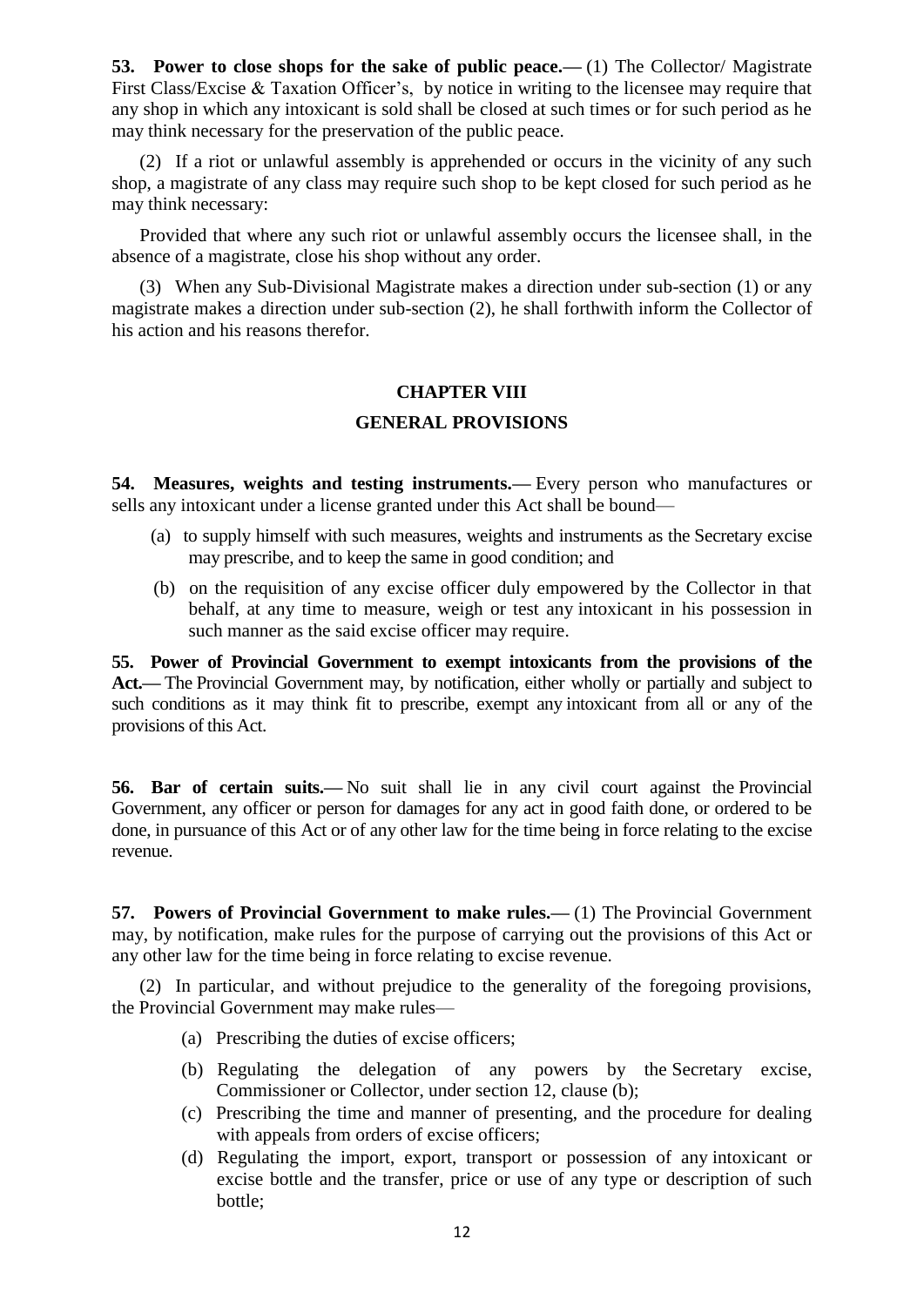**53. Power to close shops for the sake of public peace.—** (1) The Collector/ Magistrate First Class/Excise & Taxation Officer's, by notice in writing to the licensee may require that any shop in which any intoxicant is sold shall be closed at such times or for such period as he may think necessary for the preservation of the public peace.

(2) If a riot or unlawful assembly is apprehended or occurs in the vicinity of any such shop, a magistrate of any class may require such shop to be kept closed for such period as he may think necessary:

Provided that where any such riot or unlawful assembly occurs the licensee shall, in the absence of a magistrate, close his shop without any order.

(3) When any Sub-Divisional Magistrate makes a direction under sub-section (1) or any magistrate makes a direction under sub-section (2), he shall forthwith inform the Collector of his action and his reasons therefor.

## CHAPTER VIII

## GENERAL PROVISIONS

**54. Measures, weights and testing instruments.—** Every person who manufactures or sells any intoxicant under a license granted under this Act shall be bound—

(a) to supply himself with such measures, weights and instruments as the Secretary excise may prescribe, and to keep the same in good condition; and

(b) on the requisition of any excise officer duly empowered by the Collector in that behalf, at any time to measure, weigh or test any intoxicant in his possession in such manner as the said excise officer may require.

**55. Power of Provincial Government to exempt intoxicants from the provisions of the Act.—** The Provincial Government may, by notification, either wholly or partially and subject to such conditions as it may think fit to prescribe, exempt any intoxicant from all or any of the provisions of this Act.

**56. Bar of certain suits.—** No suit shall lie in any civil court against the Provincial Government, any officer or person for damages for any act in good faith done, or ordered to be done, in pursuance of this Act or of any other law for the time being in force relating to the excise revenue.

**57. Powers of Provincial Government to make rules.—** (1) The Provincial Government may, by notification, make rules for the purpose of carrying out the provisions of this Act or any other law for the time being in force relating to excise revenue.

(2) In particular, and without prejudice to the generality of the foregoing provisions, the Provincial Government may make rules—

(a) Prescribing the duties of excise officers;

(b) Regulating the delegation of any powers by the Secretary excise, Commissioner or Collector, under section 12, clause (b);

(c) Prescribing the time and manner of presenting, and the procedure for dealing with appeals from orders of excise officers;

(d) Regulating the import, export, transport or possession of any intoxicant or excise bottle and the transfer, price or use of any type or description of such bottle;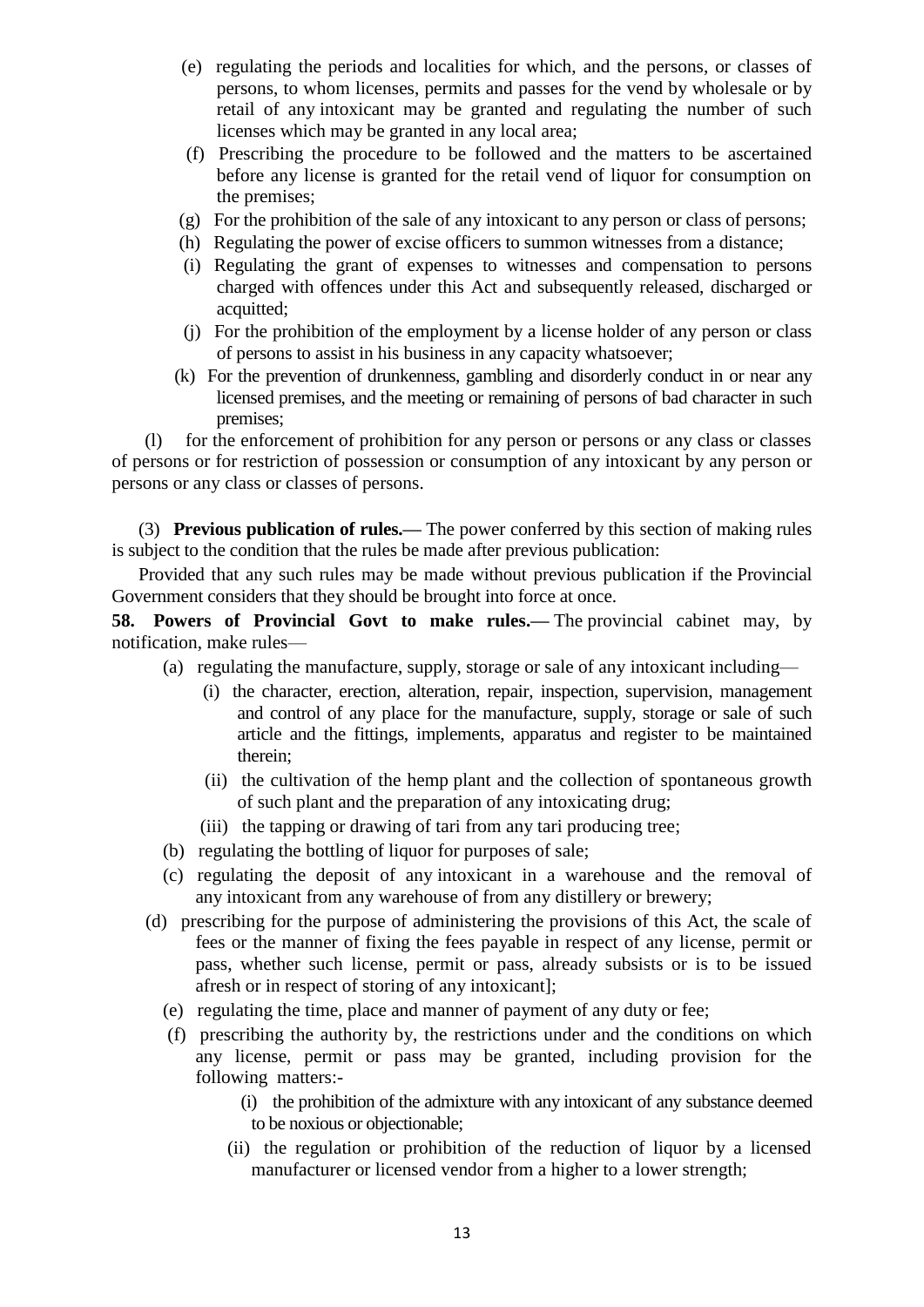(e) regulating the periods and localities for which, and the persons, or classes of persons, to whom licenses, permits and passes for the vend by wholesale or by retail of any intoxicant may be granted and regulating the number of such licenses which may be granted in any local area;

(f) Prescribing the procedure to be followed and the matters to be ascertained before any license is granted for the retail vend of liquor for consumption on the premises;

(g) For the prohibition of the sale of any intoxicant to any person or class of persons;

(h) Regulating the power of excise officers to summon witnesses from a distance;

(i) Regulating the grant of expenses to witnesses and compensation to persons charged with offences under this Act and subsequently released, discharged or acquitted;

(j) For the prohibition of the employment by a license holder of any person or class of persons to assist in his business in any capacity whatsoever;

(k) For the prevention of drunkenness, gambling and disorderly conduct in or near any licensed premises, and the meeting or remaining of persons of bad character in such premises;

(l) for the enforcement of prohibition for any person or persons or any class or classes of persons or for restriction of possession or consumption of any intoxicant by any person or persons or any class or classes of persons.

(3) **Previous publication of rules.—** The power conferred by this section of making rules is subject to the condition that the rules be made after previous publication:

Provided that any such rules may be made without previous publication if the Provincial Government considers that they should be brought into force at once.

**58. Powers of Provincial Govt to make rules.—** The provincial cabinet may, by notification, make rules—

(a) regulating the manufacture, supply, storage or sale of any intoxicant including—

(i) the character, erection, alteration, repair, inspection, supervision, management and control of any place for the manufacture, supply, storage or sale of such article and the fittings, implements, apparatus and register to be maintained therein;

(ii) the cultivation of the hemp plant and the collection of spontaneous growth of such plant and the preparation of any intoxicating drug;

(iii) the tapping or drawing of tari from any tari producing tree;

(b) regulating the bottling of liquor for purposes of sale;

(c) regulating the deposit of any intoxicant in a warehouse and the removal of any intoxicant from any warehouse of from any distillery or brewery;

(d) prescribing for the purpose of administering the provisions of this Act, the scale of fees or the manner of fixing the fees payable in respect of any license, permit or pass, whether such license, permit or pass, already subsists or is to be issued afresh or in respect of storing of any intoxicant];

(e) regulating the time, place and manner of payment of any duty or fee;

(f) prescribing the authority by, the restrictions under and the conditions on which any license, permit or pass may be granted, including provision for the following matters:-

(i) the prohibition of the admixture with any intoxicant of any substance deemed to be noxious or objectionable;

(ii) the regulation or prohibition of the reduction of liquor by a licensed manufacturer or licensed vendor from a higher to a lower strength;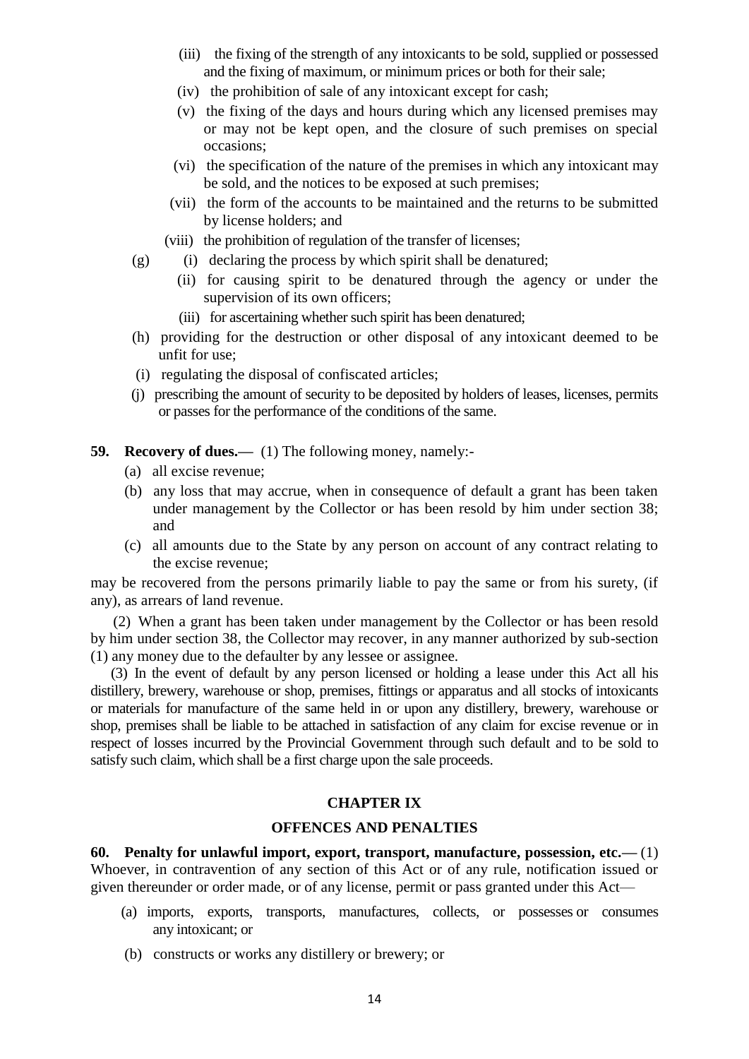(iii) the fixing of the strength of any intoxicants to be sold, supplied or possessed and the fixing of maximum, or minimum prices or both for their sale;

(iv) the prohibition of sale of any intoxicant except for cash;

(v) the fixing of the days and hours during which any licensed premises may or may not be kept open, and the closure of such premises on special occasions;

(vi) the specification of the nature of the premises in which any intoxicant may be sold, and the notices to be exposed at such premises;

(vii) the form of the accounts to be maintained and the returns to be submitted by license holders; and

(viii) the prohibition of regulation of the transfer of licenses;

(g) (i) declaring the process by which spirit shall be denatured;

(ii) for causing spirit to be denatured through the agency or under the supervision of its own officers;

(iii) for ascertaining whether such spirit has been denatured;

(h) providing for the destruction or other disposal of any intoxicant deemed to be unfit for use;

(i) regulating the disposal of confiscated articles;

(j) prescribing the amount of security to be deposited by holders of leases, licenses, permits or passes for the performance of the conditions of the same.

**59. Recovery of dues.—** (1) The following money, namely:-

(a) all excise revenue;

(b) any loss that may accrue, when in consequence of default a grant has been taken under management by the Collector or has been resold by him under section 38; and

(c) all amounts due to the State by any person on account of any contract relating to the excise revenue;

may be recovered from the persons primarily liable to pay the same or from his surety, (if any), as arrears of land revenue.

(2) When a grant has been taken under management by the Collector or has been resold by him under section 38, the Collector may recover, in any manner authorized by sub-section (1) any money due to the defaulter by any lessee or assignee.

(3) In the event of default by any person licensed or holding a lease under this Act all his distillery, brewery, warehouse or shop, premises, fittings or apparatus and all stocks of intoxicants or materials for manufacture of the same held in or upon any distillery, brewery, warehouse or shop, premises shall be liable to be attached in satisfaction of any claim for excise revenue or in respect of losses incurred by the Provincial Government through such default and to be sold to satisfy such claim, which shall be a first charge upon the sale proceeds.

## CHAPTER IX

## OFFENCES AND PENALTIES

**60. Penalty for unlawful import, export, transport, manufacture, possession, etc.—** (1) Whoever, in contravention of any section of this Act or of any rule, notification issued or given thereunder or order made, or of any license, permit or pass granted under this Act—

(a) imports, exports, transports, manufactures, collects, or possesses or consumes any intoxicant; or

(b) constructs or works any distillery or brewery; or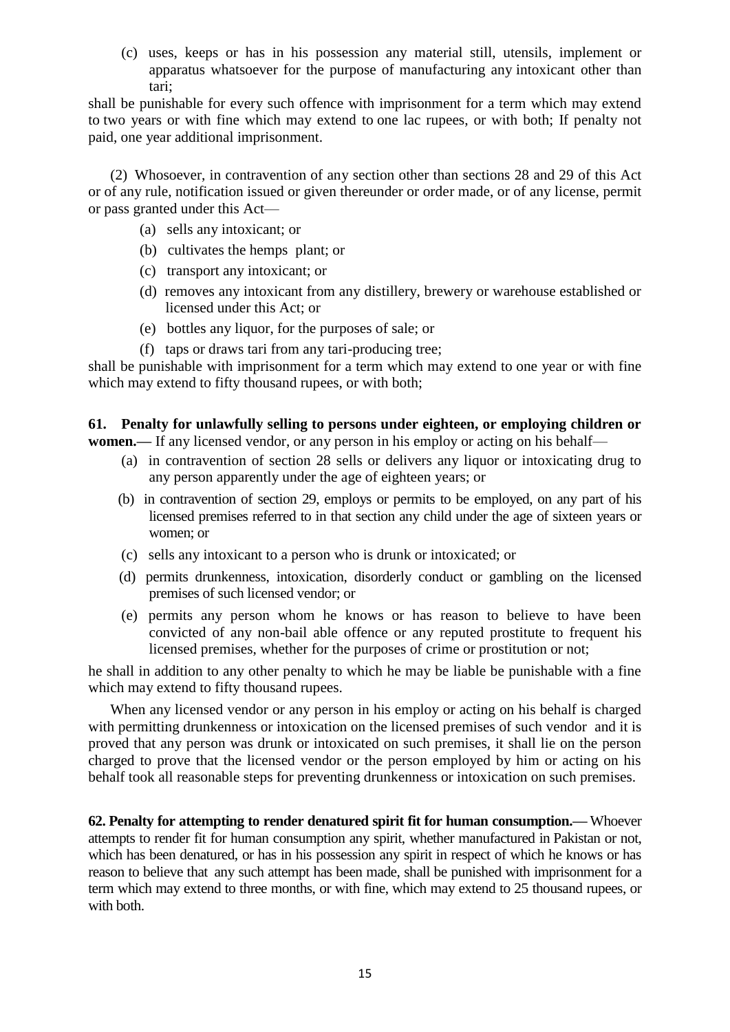(c) uses, keeps or has in his possession any material still, utensils, implement or apparatus whatsoever for the purpose of manufacturing any intoxicant other than tari;

shall be punishable for every such offence with imprisonment for a term which may extend to two years or with fine which may extend to one lac rupees, or with both; If penalty not paid, one year additional imprisonment.

(2) Whosoever, in contravention of any section other than sections 28 and 29 of this Act or of any rule, notification issued or given thereunder or order made, or of any license, permit or pass granted under this Act—

(a) sells any intoxicant; or

(b) cultivates the hemps plant; or

(c) transport any intoxicant; or

(d) removes any intoxicant from any distillery, brewery or warehouse established or licensed under this Act; or

(e) bottles any liquor, for the purposes of sale; or

(f) taps or draws tari from any tari-producing tree;

shall be punishable with imprisonment for a term which may extend to one year or with fine which may extend to fifty thousand rupees, or with both;

**61. Penalty for unlawfully selling to persons under eighteen, or employing children or women.—** If any licensed vendor, or any person in his employ or acting on his behalf—

(a) in contravention of section 28 sells or delivers any liquor or intoxicating drug to any person apparently under the age of eighteen years; or

(b) in contravention of section 29, employs or permits to be employed, on any part of his licensed premises referred to in that section any child under the age of sixteen years or women; or

(c) sells any intoxicant to a person who is drunk or intoxicated; or

(d) permits drunkenness, intoxication, disorderly conduct or gambling on the licensed premises of such licensed vendor; or

(e) permits any person whom he knows or has reason to believe to have been convicted of any non-bail able offence or any reputed prostitute to frequent his licensed premises, whether for the purposes of crime or prostitution or not;

he shall in addition to any other penalty to which he may be liable be punishable with a fine which may extend to fifty thousand rupees.

When any licensed vendor or any person in his employ or acting on his behalf is charged with permitting drunkenness or intoxication on the licensed premises of such vendor and it is proved that any person was drunk or intoxicated on such premises, it shall lie on the person charged to prove that the licensed vendor or the person employed by him or acting on his behalf took all reasonable steps for preventing drunkenness or intoxication on such premises.

**62. Penalty for attempting to render denatured spirit fit for human consumption.—** Whoever attempts to render fit for human consumption any spirit, whether manufactured in Pakistan or not, which has been denatured, or has in his possession any spirit in respect of which he knows or has reason to believe that any such attempt has been made, shall be punished with imprisonment for a term which may extend to three months, or with fine, which may extend to 25 thousand rupees, or with both.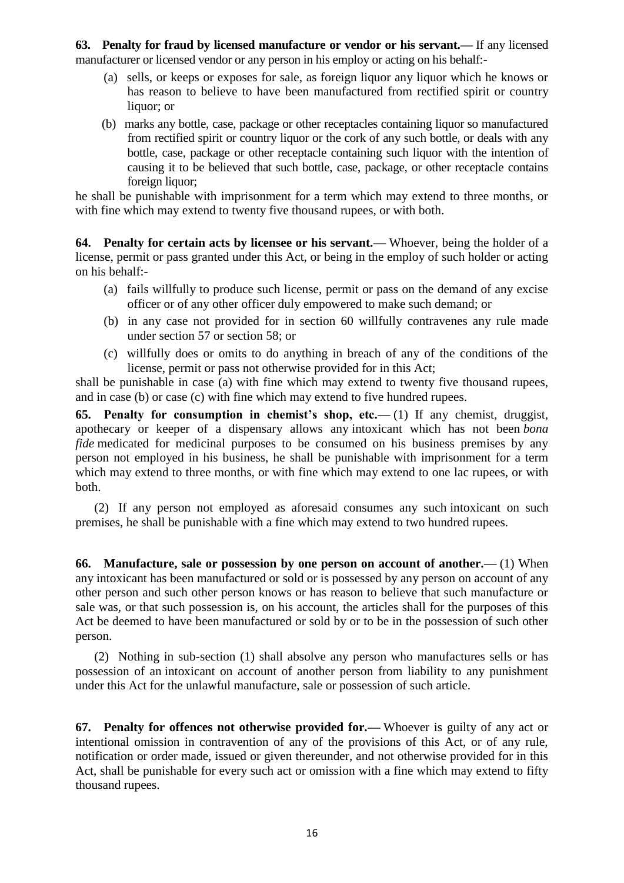**63. Penalty for fraud by licensed manufacture or vendor or his servant.—** If any licensed manufacturer or licensed vendor or any person in his employ or acting on his behalf:-

(a) sells, or keeps or exposes for sale, as foreign liquor any liquor which he knows or has reason to believe to have been manufactured from rectified spirit or country liquor; or

(b) marks any bottle, case, package or other receptacles containing liquor so manufactured from rectified spirit or country liquor or the cork of any such bottle, or deals with any bottle, case, package or other receptacle containing such liquor with the intention of causing it to be believed that such bottle, case, package, or other receptacle contains foreign liquor;

he shall be punishable with imprisonment for a term which may extend to three months, or with fine which may extend to twenty five thousand rupees, or with both.

**64. Penalty for certain acts by licensee or his servant.—** Whoever, being the holder of a license, permit or pass granted under this Act, or being in the employ of such holder or acting on his behalf:-

(a) fails willfully to produce such license, permit or pass on the demand of any excise officer or of any other officer duly empowered to make such demand; or

(b) in any case not provided for in section 60 willfully contravenes any rule made under section 57 or section 58; or

(c) willfully does or omits to do anything in breach of any of the conditions of the license, permit or pass not otherwise provided for in this Act;

shall be punishable in case (a) with fine which may extend to twenty five thousand rupees, and in case (b) or case (c) with fine which may extend to five hundred rupees.

**65. Penalty for consumption in chemist's shop, etc.—** (1) If any chemist, druggist, apothecary or keeper of a dispensary allows any intoxicant which has not been *bona fide* medicated for medicinal purposes to be consumed on his business premises by any person not employed in his business, he shall be punishable with imprisonment for a term which may extend to three months, or with fine which may extend to one lac rupees, or with both.

(2) If any person not employed as aforesaid consumes any such intoxicant on such premises, he shall be punishable with a fine which may extend to two hundred rupees.

**66. Manufacture, sale or possession by one person on account of another.—** (1) When any intoxicant has been manufactured or sold or is possessed by any person on account of any other person and such other person knows or has reason to believe that such manufacture or sale was, or that such possession is, on his account, the articles shall for the purposes of this Act be deemed to have been manufactured or sold by or to be in the possession of such other person.

(2) Nothing in sub-section (1) shall absolve any person who manufactures sells or has possession of an intoxicant on account of another person from liability to any punishment under this Act for the unlawful manufacture, sale or possession of such article.

**67. Penalty for offences not otherwise provided for.—** Whoever is guilty of any act or intentional omission in contravention of any of the provisions of this Act, or of any rule, notification or order made, issued or given thereunder, and not otherwise provided for in this Act, shall be punishable for every such act or omission with a fine which may extend to fifty thousand rupees.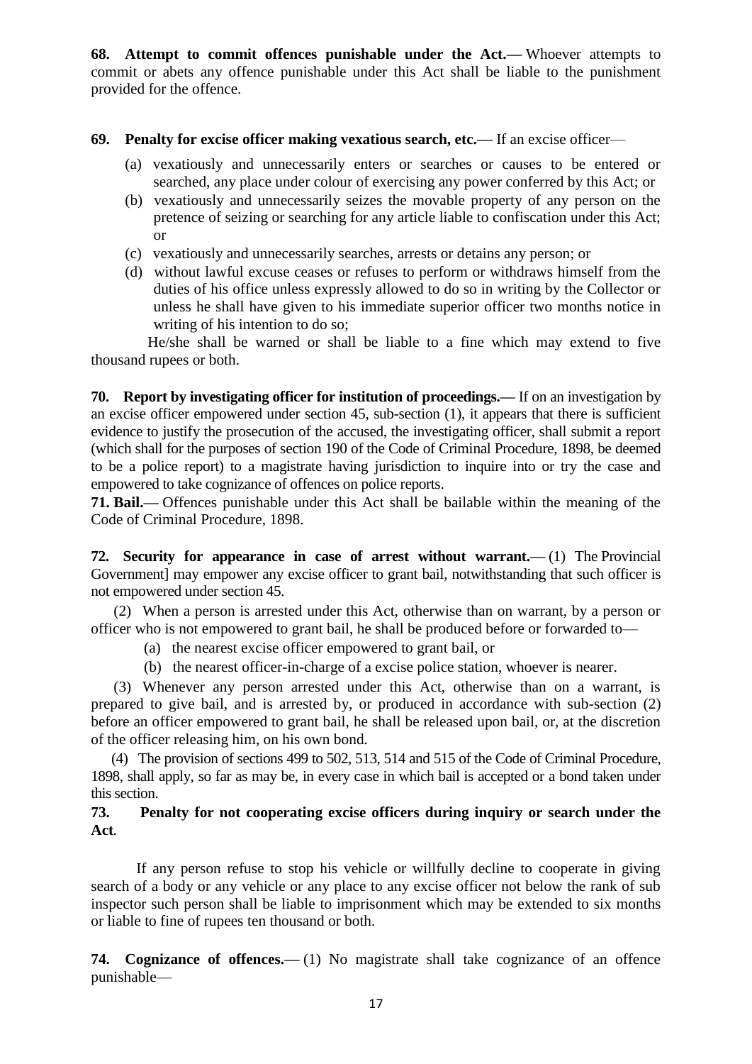**68. Attempt to commit offences punishable under the Act.—** Whoever attempts to commit or abets any offence punishable under this Act shall be liable to the punishment provided for the offence.

**69. Penalty for excise officer making vexatious search, etc.—** If an excise officer—

(a) vexatiously and unnecessarily enters or searches or causes to be entered or searched, any place under colour of exercising any power conferred by this Act; or

(b) vexatiously and unnecessarily seizes the movable property of any person on the pretence of seizing or searching for any article liable to confiscation under this Act; or

(c) vexatiously and unnecessarily searches, arrests or detains any person; or

(d) without lawful excuse ceases or refuses to perform or withdraws himself from the duties of his office unless expressly allowed to do so in writing by the Collector or unless he shall have given to his immediate superior officer two months notice in writing of his intention to do so;

He/she shall be warned or shall be liable to a fine which may extend to five thousand rupees or both.

**70. Report by investigating officer for institution of proceedings.—** If on an investigation by an excise officer empowered under section 45, sub-section (1), it appears that there is sufficient evidence to justify the prosecution of the accused, the investigating officer, shall submit a report (which shall for the purposes of section 190 of the Code of Criminal Procedure, 1898, be deemed to be a police report) to a magistrate having jurisdiction to inquire into or try the case and empowered to take cognizance of offences on police reports.

**71. Bail.—** Offences punishable under this Act shall be bailable within the meaning of the Code of Criminal Procedure, 1898.

**72. Security for appearance in case of arrest without warrant.—** (1) The Provincial Government] may empower any excise officer to grant bail, notwithstanding that such officer is not empowered under section 45.

(2) When a person is arrested under this Act, otherwise than on warrant, by a person or officer who is not empowered to grant bail, he shall be produced before or forwarded to—

(a) the nearest excise officer empowered to grant bail, or

(b) the nearest officer-in-charge of a excise police station, whoever is nearer.

(3) Whenever any person arrested under this Act, otherwise than on a warrant, is prepared to give bail, and is arrested by, or produced in accordance with sub-section (2) before an officer empowered to grant bail, he shall be released upon bail, or, at the discretion of the officer releasing him, on his own bond.

(4) The provision of sections 499 to 502, 513, 514 and 515 of the Code of Criminal Procedure, 1898, shall apply, so far as may be, in every case in which bail is accepted or a bond taken under this section.

**73. Penalty for not cooperating excise officers during inquiry or search under the Act.**

If any person refuse to stop his vehicle or willfully decline to cooperate in giving search of a body or any vehicle or any place to any excise officer not below the rank of sub inspector such person shall be liable to imprisonment which may be extended to six months or liable to fine of rupees ten thousand or both.

**74. Cognizance of offences.—** (1) No magistrate shall take cognizance of an offence punishable—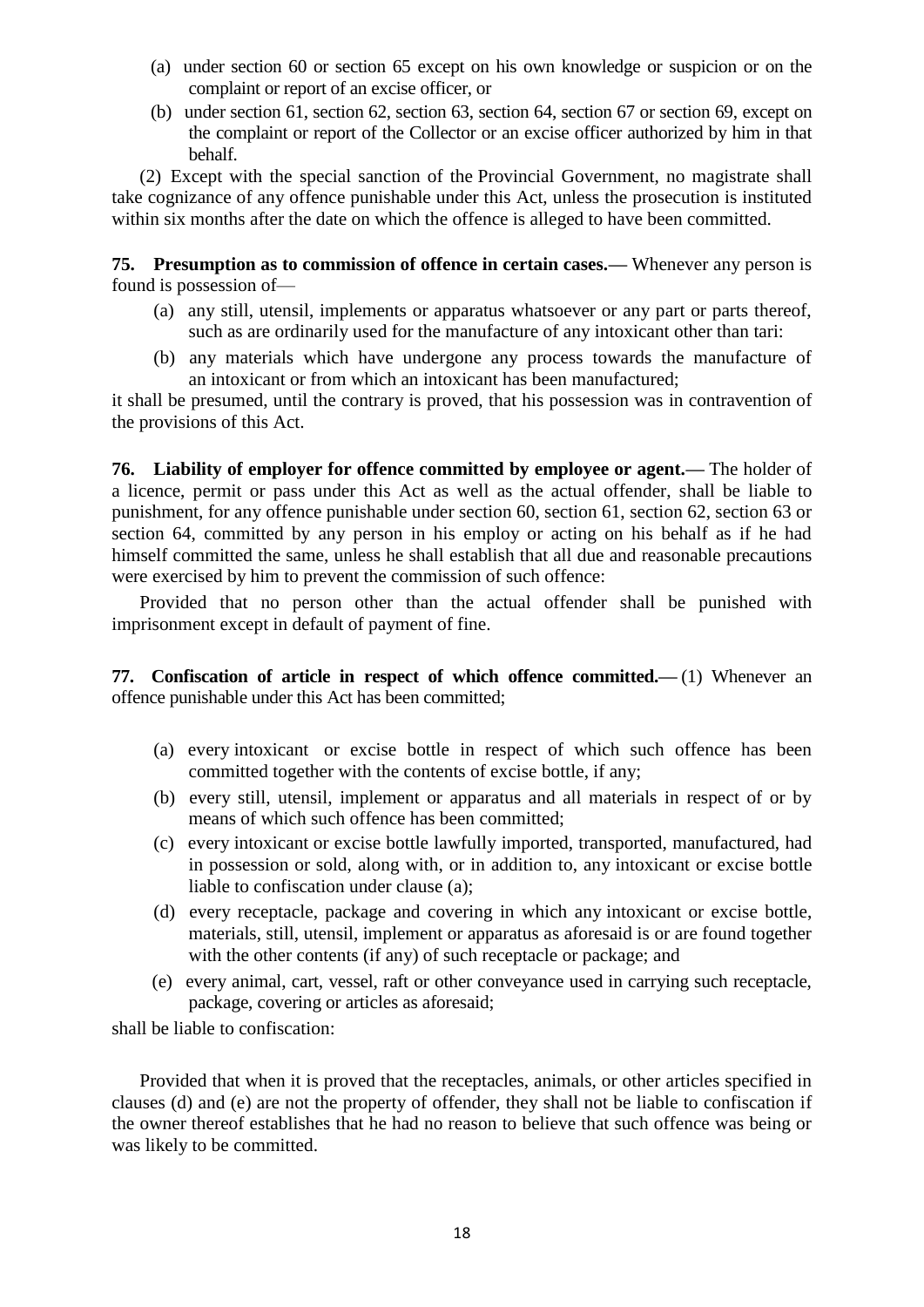(a) under section 60 or section 65 except on his own knowledge or suspicion or on the complaint or report of an excise officer, or

(b) under section 61, section 62, section 63, section 64, section 67 or section 69, except on the complaint or report of the Collector or an excise officer authorized by him in that behalf.

(2) Except with the special sanction of the Provincial Government, no magistrate shall take cognizance of any offence punishable under this Act, unless the prosecution is instituted within six months after the date on which the offence is alleged to have been committed.

**75. Presumption as to commission of offence in certain cases.—** Whenever any person is found is possession of—

(a) any still, utensil, implements or apparatus whatsoever or any part or parts thereof, such as are ordinarily used for the manufacture of any intoxicant other than tari:

(b) any materials which have undergone any process towards the manufacture of an intoxicant or from which an intoxicant has been manufactured;

it shall be presumed, until the contrary is proved, that his possession was in contravention of the provisions of this Act.

**76. Liability of employer for offence committed by employee or agent.—** The holder of a licence, permit or pass under this Act as well as the actual offender, shall be liable to punishment, for any offence punishable under section 60, section 61, section 62, section 63 or section 64, committed by any person in his employ or acting on his behalf as if he had himself committed the same, unless he shall establish that all due and reasonable precautions were exercised by him to prevent the commission of such offence:

Provided that no person other than the actual offender shall be punished with imprisonment except in default of payment of fine.

**77. Confiscation of article in respect of which offence committed.—** (1) Whenever an offence punishable under this Act has been committed;

(a) every intoxicant or excise bottle in respect of which such offence has been committed together with the contents of excise bottle, if any;

(b) every still, utensil, implement or apparatus and all materials in respect of or by means of which such offence has been committed;

(c) every intoxicant or excise bottle lawfully imported, transported, manufactured, had in possession or sold, along with, or in addition to, any intoxicant or excise bottle liable to confiscation under clause (a);

(d) every receptacle, package and covering in which any intoxicant or excise bottle, materials, still, utensil, implement or apparatus as aforesaid is or are found together with the other contents (if any) of such receptacle or package; and

(e) every animal, cart, vessel, raft or other conveyance used in carrying such receptacle, package, covering or articles as aforesaid;

shall be liable to confiscation:

Provided that when it is proved that the receptacles, animals, or other articles specified in clauses (d) and (e) are not the property of offender, they shall not be liable to confiscation if the owner thereof establishes that he had no reason to believe that such offence was being or was likely to be committed.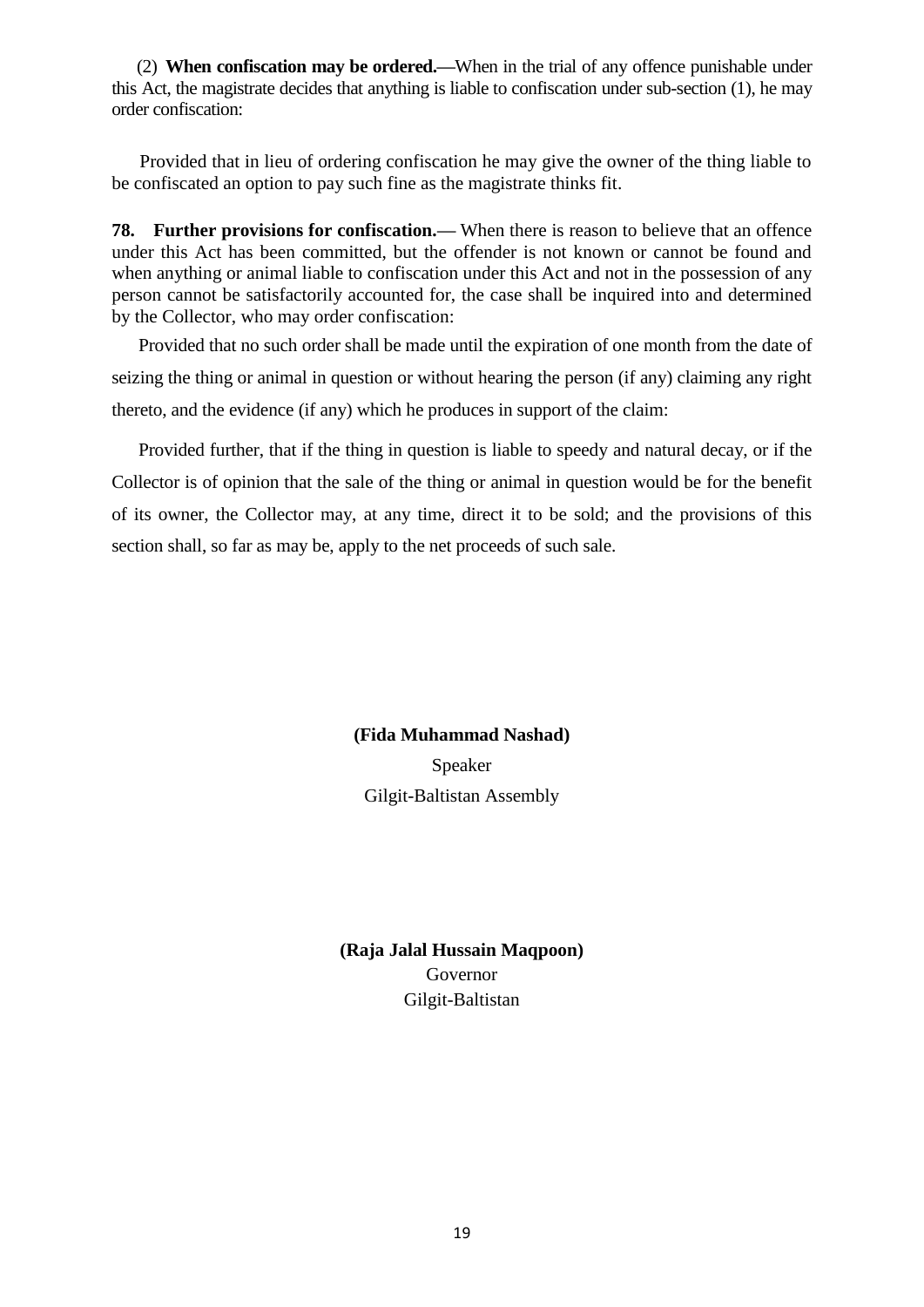(2) **When confiscation may be ordered.**—When in the trial of any offence punishable under this Act, the magistrate decides that anything is liable to confiscation under sub-section (1), he may order confiscation:

Provided that in lieu of ordering confiscation he may give the owner of the thing liable to be confiscated an option to pay such fine as the magistrate thinks fit.

**78. Further provisions for confiscation.**— When there is reason to believe that an offence under this Act has been committed, but the offender is not known or cannot be found and when anything or animal liable to confiscation under this Act and not in the possession of any person cannot be satisfactorily accounted for, the case shall be inquired into and determined by the Collector, who may order confiscation:

Provided that no such order shall be made until the expiration of one month from the date of seizing the thing or animal in question or without hearing the person (if any) claiming any right thereto, and the evidence (if any) which he produces in support of the claim:

Provided further, that if the thing in question is liable to speedy and natural decay, or if the Collector is of opinion that the sale of the thing or animal in question would be for the benefit of its owner, the Collector may, at any time, direct it to be sold; and the provisions of this section shall, so far as may be, apply to the net proceeds of such sale.

**(Fida Muhammad Nashad)**
Speaker
Gilgit-Baltistan Assembly

**(Raja Jalal Hussain Maqpoon)**
Governor
Gilgit-Baltistan